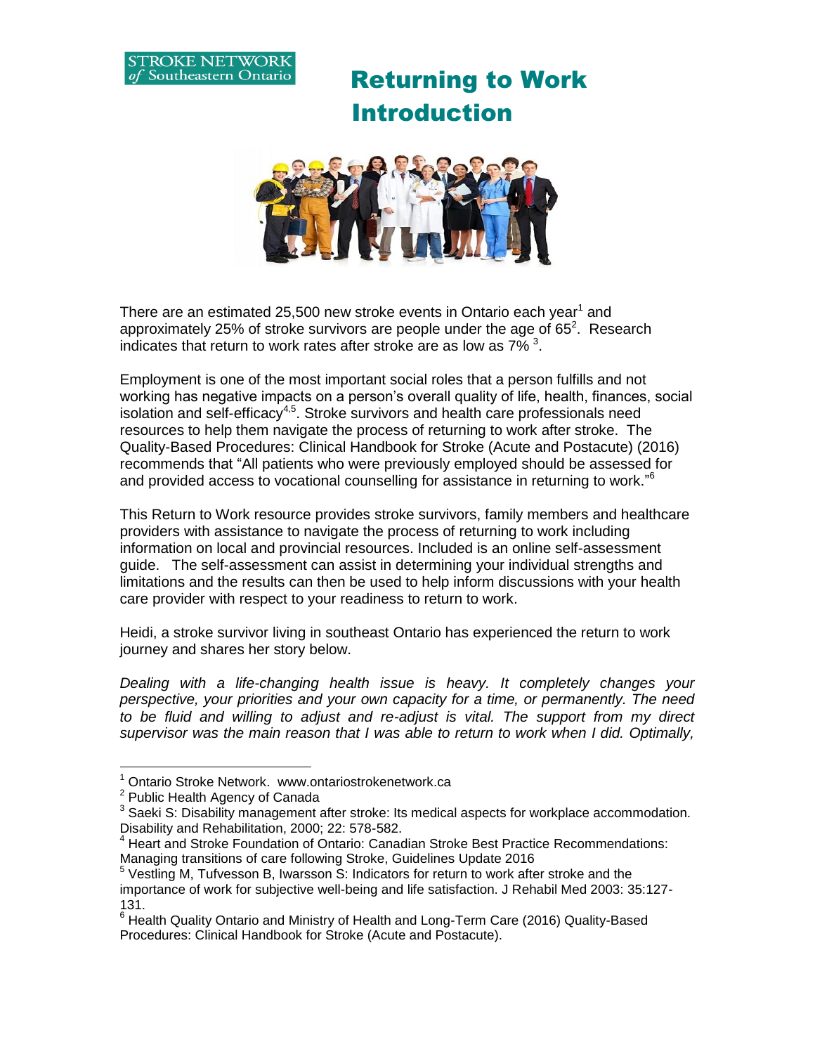STROKE NETWORK of Southeastern Ontario

# Returning to Work Introduction

There are an estimated 25,500 new stroke events in Ontario each year[1] and approximately 25% of stroke survivors are people under the age of 65[2]. Research indicates that return to work rates after stroke are as low as 7% [3].

Employment is one of the most important social roles that a person fulfills and not working has negative impacts on a person's overall quality of life, health, finances, social isolation and self-efficacy[4,5]. Stroke survivors and health care professionals need resources to help them navigate the process of returning to work after stroke. The Quality-Based Procedures: Clinical Handbook for Stroke (Acute and Postacute) (2016) recommends that "All patients who were previously employed should be assessed for and provided access to vocational counselling for assistance in returning to work."[6]

This Return to Work resource provides stroke survivors, family members and healthcare providers with assistance to navigate the process of returning to work including information on local and provincial resources. Included is an online self-assessment guide. The self-assessment can assist in determining your individual strengths and limitations and the results can then be used to help inform discussions with your health care provider with respect to your readiness to return to work.

Heidi, a stroke survivor living in southeast Ontario has experienced the return to work journey and shares her story below.

*Dealing with a life-changing health issue is heavy. It completely changes your perspective, your priorities and your own capacity for a time, or permanently. The need to be fluid and willing to adjust and re-adjust is vital. The support from my direct supervisor was the main reason that I was able to return to work when I did. Optimally,*

---

[1] Ontario Stroke Network. www.ontariostrokenetwork.ca

[2] Public Health Agency of Canada

[3] Saeki S: Disability management after stroke: Its medical aspects for workplace accommodation. Disability and Rehabilitation, 2000; 22: 578-582.

[4] Heart and Stroke Foundation of Ontario: Canadian Stroke Best Practice Recommendations: Managing transitions of care following Stroke, Guidelines Update 2016

[5] Vestling M, Tufvesson B, Iwarsson S: Indicators for return to work after stroke and the importance of work for subjective well-being and life satisfaction. J Rehabil Med 2003: 35:127-131.

[6] Health Quality Ontario and Ministry of Health and Long-Term Care (2016) Quality-Based Procedures: Clinical Handbook for Stroke (Acute and Postacute).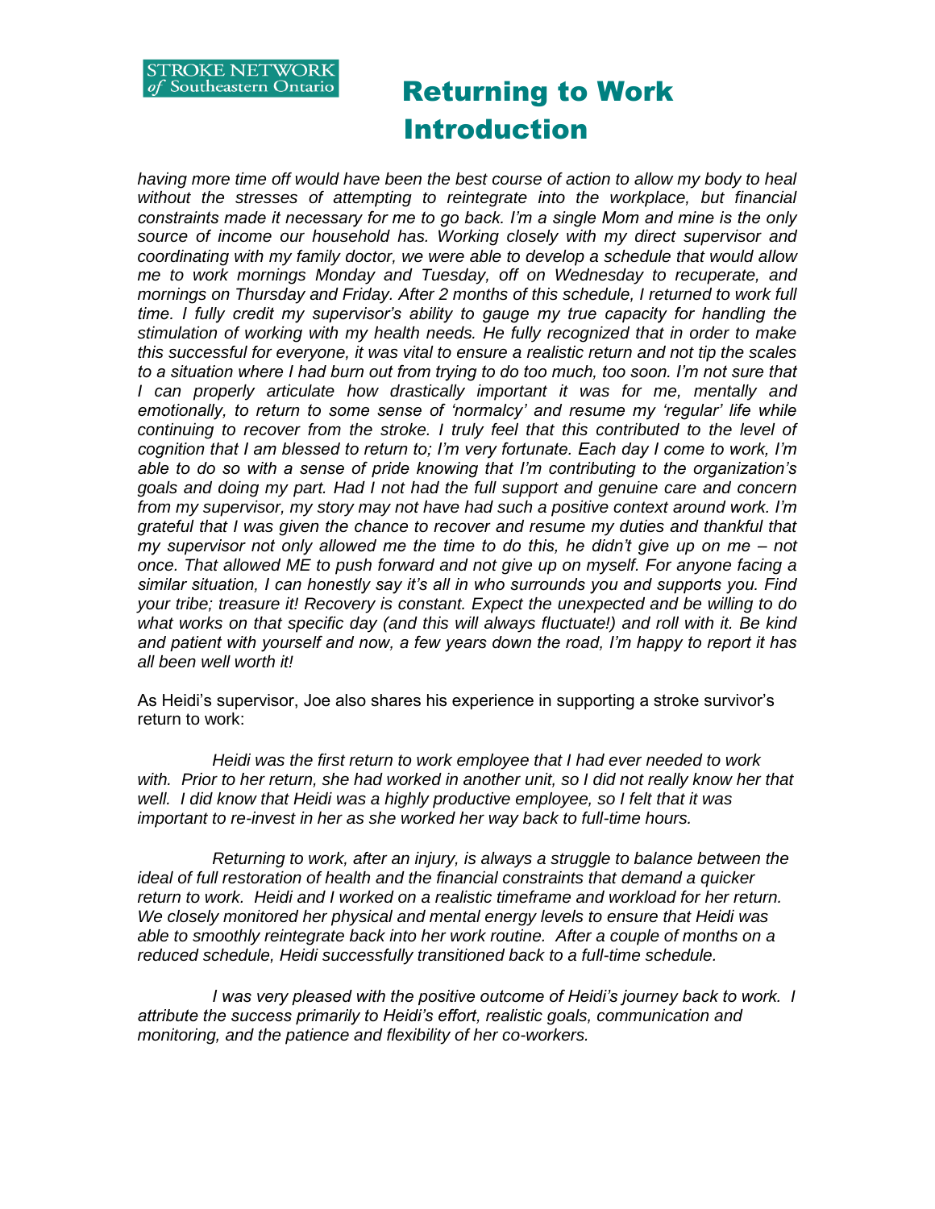*having more time off would have been the best course of action to allow my body to heal without the stresses of attempting to reintegrate into the workplace, but financial constraints made it necessary for me to go back. I'm a single Mom and mine is the only source of income our household has. Working closely with my direct supervisor and coordinating with my family doctor, we were able to develop a schedule that would allow me to work mornings Monday and Tuesday, off on Wednesday to recuperate, and mornings on Thursday and Friday. After 2 months of this schedule, I returned to work full time. I fully credit my supervisor's ability to gauge my true capacity for handling the stimulation of working with my health needs. He fully recognized that in order to make this successful for everyone, it was vital to ensure a realistic return and not tip the scales to a situation where I had burn out from trying to do too much, too soon. I'm not sure that I can properly articulate how drastically important it was for me, mentally and emotionally, to return to some sense of 'normalcy' and resume my 'regular' life while continuing to recover from the stroke. I truly feel that this contributed to the level of cognition that I am blessed to return to; I'm very fortunate. Each day I come to work, I'm able to do so with a sense of pride knowing that I'm contributing to the organization's goals and doing my part. Had I not had the full support and genuine care and concern from my supervisor, my story may not have had such a positive context around work. I'm grateful that I was given the chance to recover and resume my duties and thankful that my supervisor not only allowed me the time to do this, he didn't give up on me – not once. That allowed ME to push forward and not give up on myself. For anyone facing a similar situation, I can honestly say it's all in who surrounds you and supports you. Find your tribe; treasure it! Recovery is constant. Expect the unexpected and be willing to do what works on that specific day (and this will always fluctuate!) and roll with it. Be kind and patient with yourself and now, a few years down the road, I'm happy to report it has all been well worth it!*

As Heidi's supervisor, Joe also shares his experience in supporting a stroke survivor's return to work:

*Heidi was the first return to work employee that I had ever needed to work with. Prior to her return, she had worked in another unit, so I did not really know her that well. I did know that Heidi was a highly productive employee, so I felt that it was important to re-invest in her as she worked her way back to full-time hours.*

*Returning to work, after an injury, is always a struggle to balance between the ideal of full restoration of health and the financial constraints that demand a quicker return to work. Heidi and I worked on a realistic timeframe and workload for her return. We closely monitored her physical and mental energy levels to ensure that Heidi was able to smoothly reintegrate back into her work routine. After a couple of months on a reduced schedule, Heidi successfully transitioned back to a full-time schedule.*

*I was very pleased with the positive outcome of Heidi's journey back to work. I attribute the success primarily to Heidi's effort, realistic goals, communication and monitoring, and the patience and flexibility of her co-workers.*